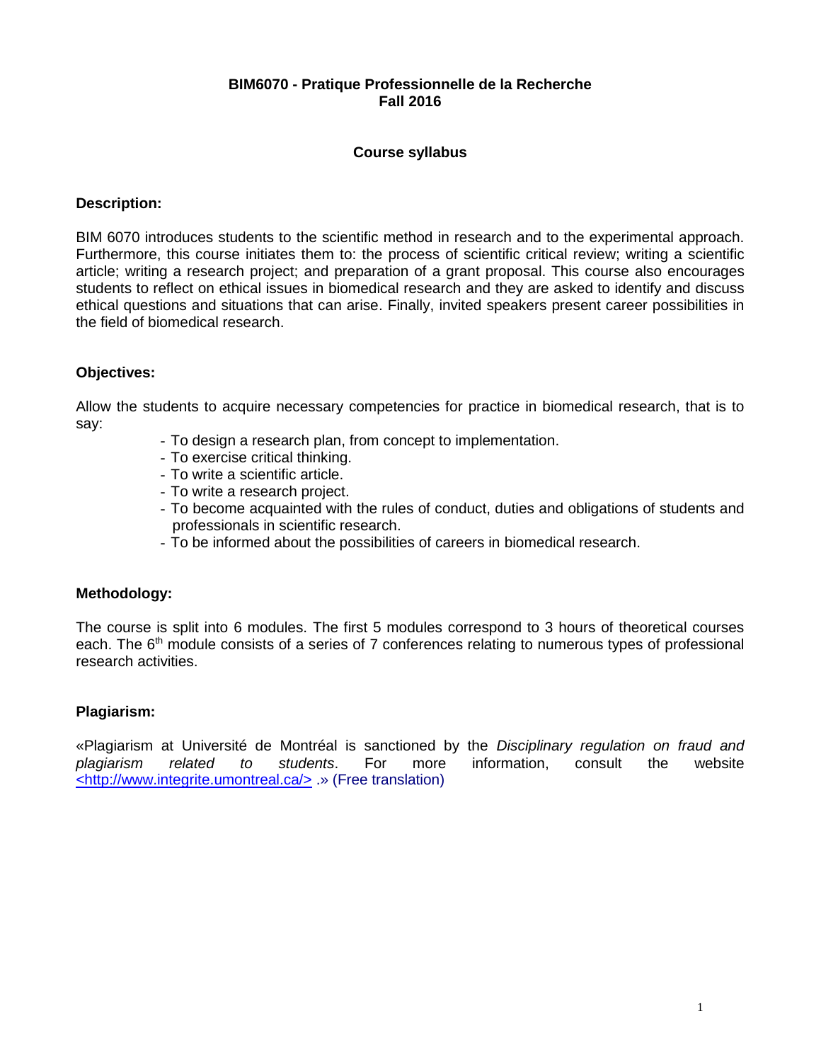**BIM6070 - Pratique Professionnelle de la Recherche**
**Fall 2016**

## Course syllabus

### Description:

BIM 6070 introduces students to the scientific method in research and to the experimental approach. Furthermore, this course initiates them to: the process of scientific critical review; writing a scientific article; writing a research project; and preparation of a grant proposal. This course also encourages students to reflect on ethical issues in biomedical research and they are asked to identify and discuss ethical questions and situations that can arise. Finally, invited speakers present career possibilities in the field of biomedical research.

### Objectives:

Allow the students to acquire necessary competencies for practice in biomedical research, that is to say:

- To design a research plan, from concept to implementation.
- To exercise critical thinking.
- To write a scientific article.
- To write a research project.
- To become acquainted with the rules of conduct, duties and obligations of students and professionals in scientific research.
- To be informed about the possibilities of careers in biomedical research.

### Methodology:

The course is split into 6 modules. The first 5 modules correspond to 3 hours of theoretical courses each. The 6th module consists of a series of 7 conferences relating to numerous types of professional research activities.

### Plagiarism:

«Plagiarism at Université de Montréal is sanctioned by the *Disciplinary regulation on fraud and plagiarism related to students*. For more information, consult the website <http://www.integrite.umontreal.ca/> .» (Free translation)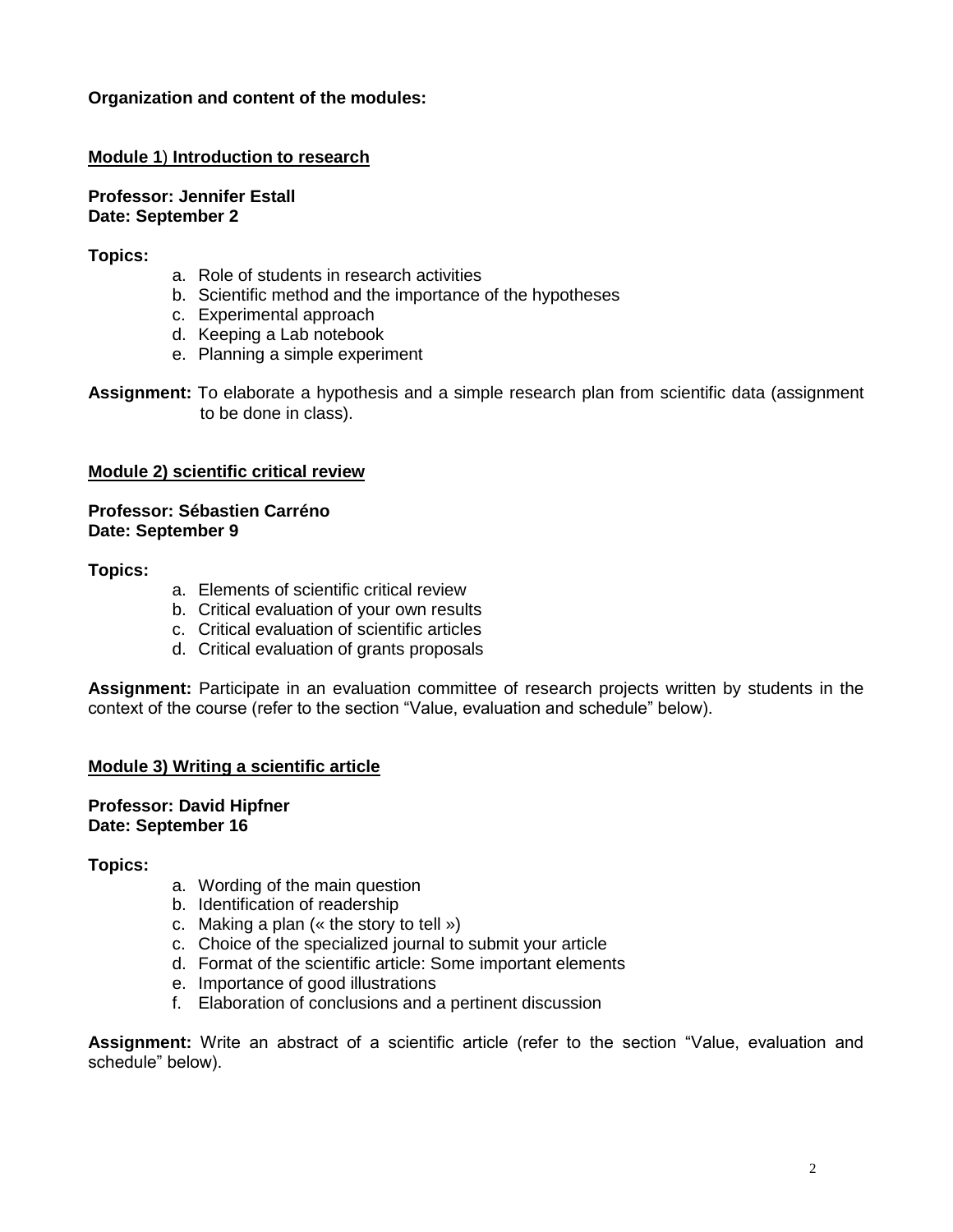**Organization and content of the modules:**

## Module 1) Introduction to research

**Professor: Jennifer Estall**
**Date: September 2**

**Topics:**

a. Role of students in research activities
b. Scientific method and the importance of the hypotheses
c. Experimental approach
d. Keeping a Lab notebook
e. Planning a simple experiment

**Assignment:** To elaborate a hypothesis and a simple research plan from scientific data (assignment to be done in class).

## Module 2) scientific critical review

**Professor: Sébastien Carréno**
**Date: September 9**

**Topics:**

a. Elements of scientific critical review
b. Critical evaluation of your own results
c. Critical evaluation of scientific articles
d. Critical evaluation of grants proposals

**Assignment:** Participate in an evaluation committee of research projects written by students in the context of the course (refer to the section "Value, evaluation and schedule" below).

## Module 3) Writing a scientific article

**Professor: David Hipfner**
**Date: September 16**

**Topics:**

a. Wording of the main question
b. Identification of readership
c. Making a plan (« the story to tell »)
c. Choice of the specialized journal to submit your article
d. Format of the scientific article: Some important elements
e. Importance of good illustrations
f. Elaboration of conclusions and a pertinent discussion

**Assignment:** Write an abstract of a scientific article (refer to the section "Value, evaluation and schedule" below).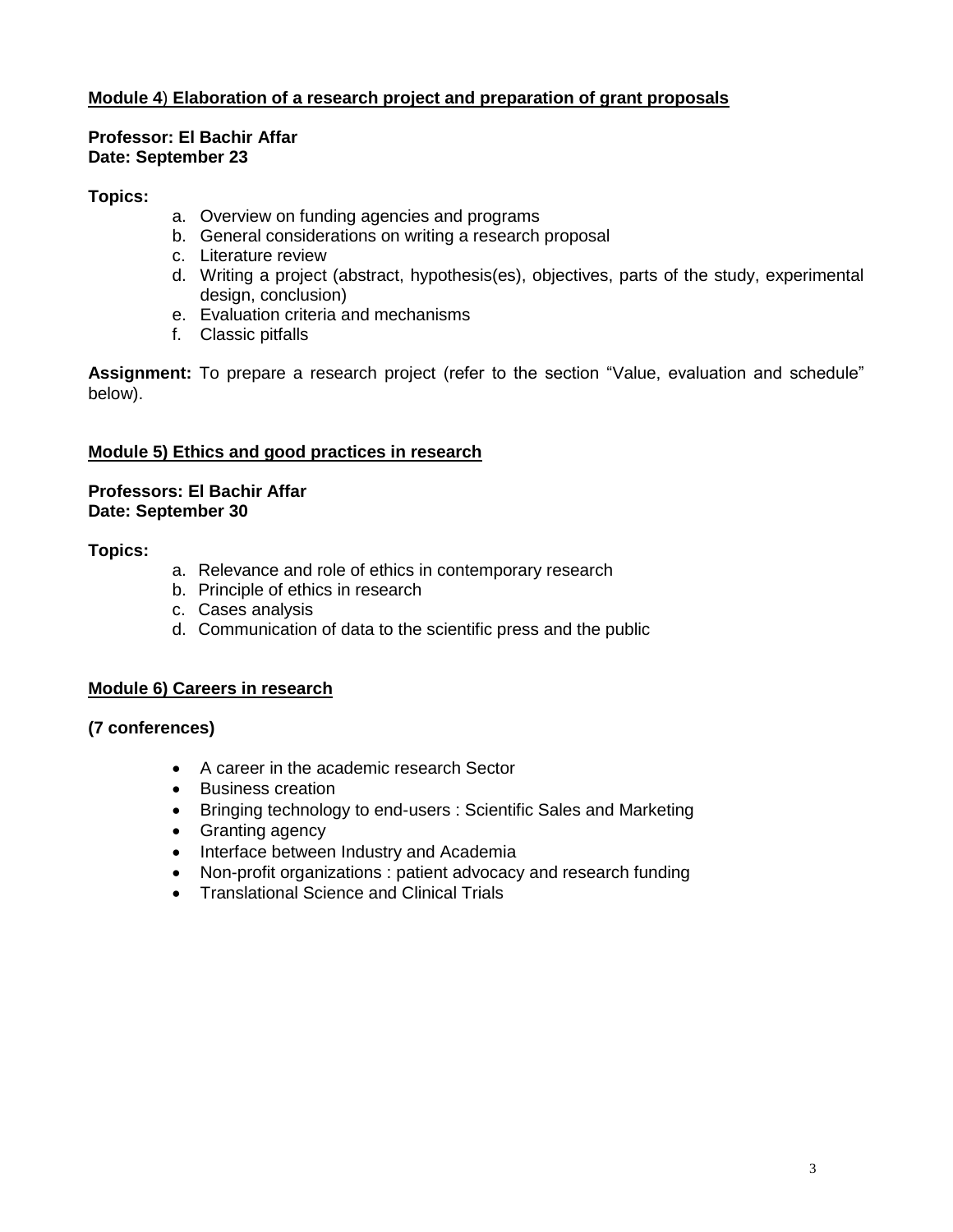## Module 4) Elaboration of a research project and preparation of grant proposals

**Professor: El Bachir Affar**
**Date: September 23**

**Topics:**

a. Overview on funding agencies and programs
b. General considerations on writing a research proposal
c. Literature review
d. Writing a project (abstract, hypothesis(es), objectives, parts of the study, experimental design, conclusion)
e. Evaluation criteria and mechanisms
f. Classic pitfalls

**Assignment:** To prepare a research project (refer to the section "Value, evaluation and schedule" below).

## Module 5) Ethics and good practices in research

**Professors: El Bachir Affar**
**Date: September 30**

**Topics:**

a. Relevance and role of ethics in contemporary research
b. Principle of ethics in research
c. Cases analysis
d. Communication of data to the scientific press and the public

## Module 6) Careers in research

**(7 conferences)**

- A career in the academic research Sector
- Business creation
- Bringing technology to end-users : Scientific Sales and Marketing
- Granting agency
- Interface between Industry and Academia
- Non-profit organizations : patient advocacy and research funding
- Translational Science and Clinical Trials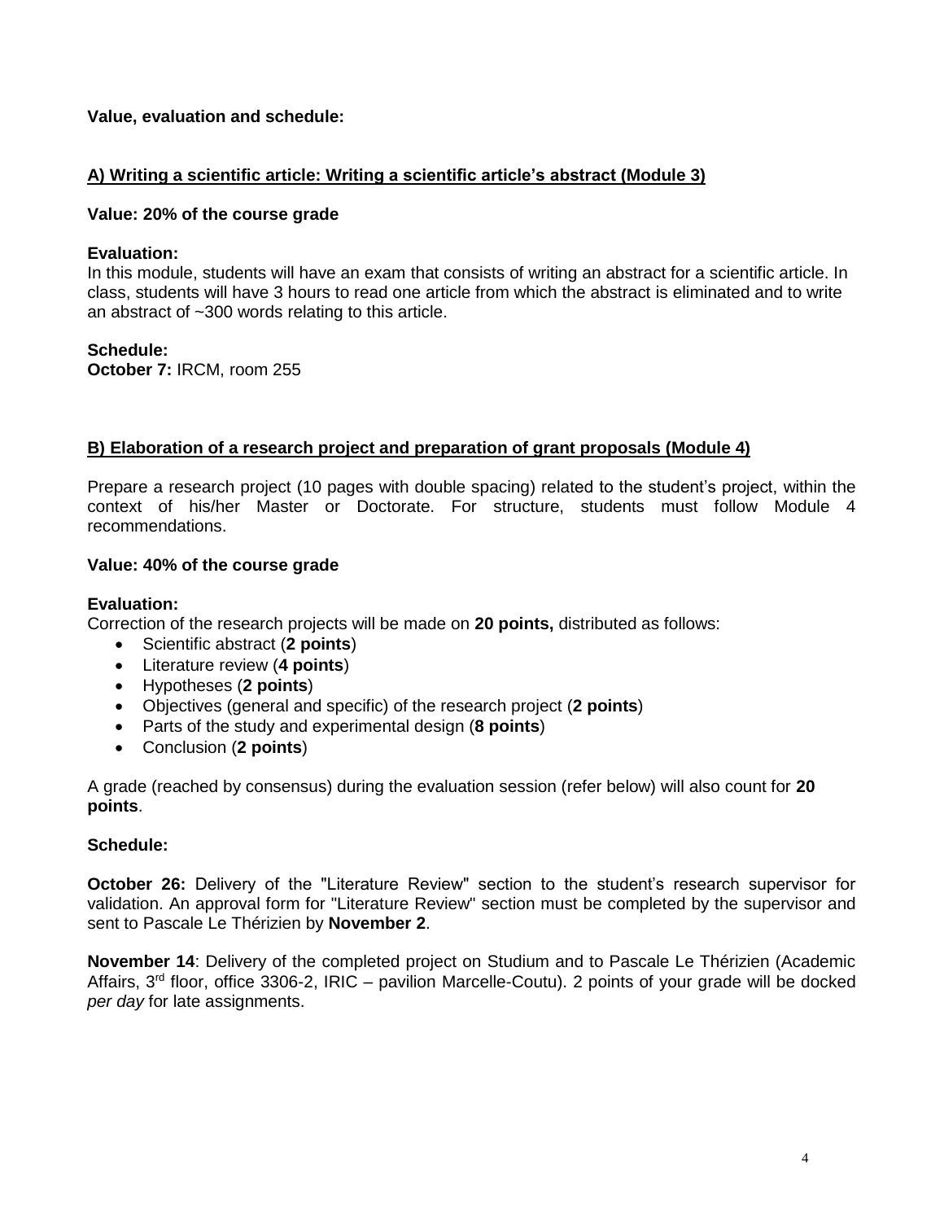**Value, evaluation and schedule:**

## A) Writing a scientific article: Writing a scientific article's abstract (Module 3)

**Value: 20% of the course grade**

**Evaluation:**
In this module, students will have an exam that consists of writing an abstract for a scientific article. In class, students will have 3 hours to read one article from which the abstract is eliminated and to write an abstract of ~300 words relating to this article.

**Schedule:**
**October 7:** IRCM, room 255

## B) Elaboration of a research project and preparation of grant proposals (Module 4)

Prepare a research project (10 pages with double spacing) related to the student's project, within the context of his/her Master or Doctorate. For structure, students must follow Module 4 recommendations.

**Value: 40% of the course grade**

**Evaluation:**
Correction of the research projects will be made on **20 points,** distributed as follows:

- Scientific abstract (**2 points**)
- Literature review (**4 points**)
- Hypotheses (**2 points**)
- Objectives (general and specific) of the research project (**2 points**)
- Parts of the study and experimental design (**8 points**)
- Conclusion (**2 points**)

A grade (reached by consensus) during the evaluation session (refer below) will also count for **20 points**.

**Schedule:**

**October 26:** Delivery of the "Literature Review" section to the student's research supervisor for validation. An approval form for "Literature Review" section must be completed by the supervisor and sent to Pascale Le Thérizien by **November 2**.

**November 14**: Delivery of the completed project on Studium and to Pascale Le Thérizien (Academic Affairs, 3rd floor, office 3306-2, IRIC – pavilion Marcelle-Coutu). 2 points of your grade will be docked *per day* for late assignments.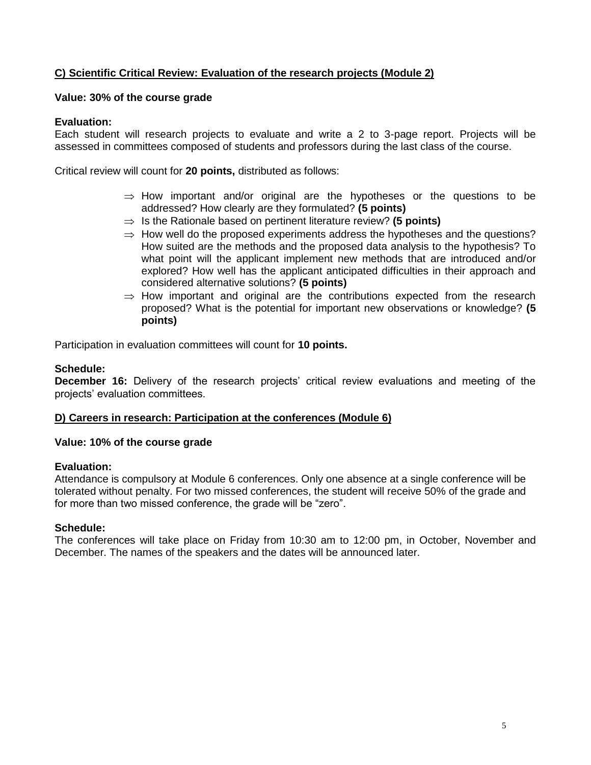## C) Scientific Critical Review: Evaluation of the research projects (Module 2)

**Value: 30% of the course grade**

**Evaluation:**

Each student will research projects to evaluate and write a 2 to 3-page report. Projects will be assessed in committees composed of students and professors during the last class of the course.

Critical review will count for **20 points,** distributed as follows:

- ⇒ How important and/or original are the hypotheses or the questions to be addressed? How clearly are they formulated? **(5 points)**
- ⇒ Is the Rationale based on pertinent literature review? **(5 points)**
- ⇒ How well do the proposed experiments address the hypotheses and the questions? How suited are the methods and the proposed data analysis to the hypothesis? To what point will the applicant implement new methods that are introduced and/or explored? How well has the applicant anticipated difficulties in their approach and considered alternative solutions? **(5 points)**
- ⇒ How important and original are the contributions expected from the research proposed? What is the potential for important new observations or knowledge? **(5 points)**

Participation in evaluation committees will count for **10 points.**

**Schedule:**

**December 16:** Delivery of the research projects' critical review evaluations and meeting of the projects' evaluation committees.

## D) Careers in research: Participation at the conferences (Module 6)

**Value: 10% of the course grade**

**Evaluation:**

Attendance is compulsory at Module 6 conferences. Only one absence at a single conference will be tolerated without penalty. For two missed conferences, the student will receive 50% of the grade and for more than two missed conference, the grade will be "zero".

**Schedule:**

The conferences will take place on Friday from 10:30 am to 12:00 pm, in October, November and December. The names of the speakers and the dates will be announced later.